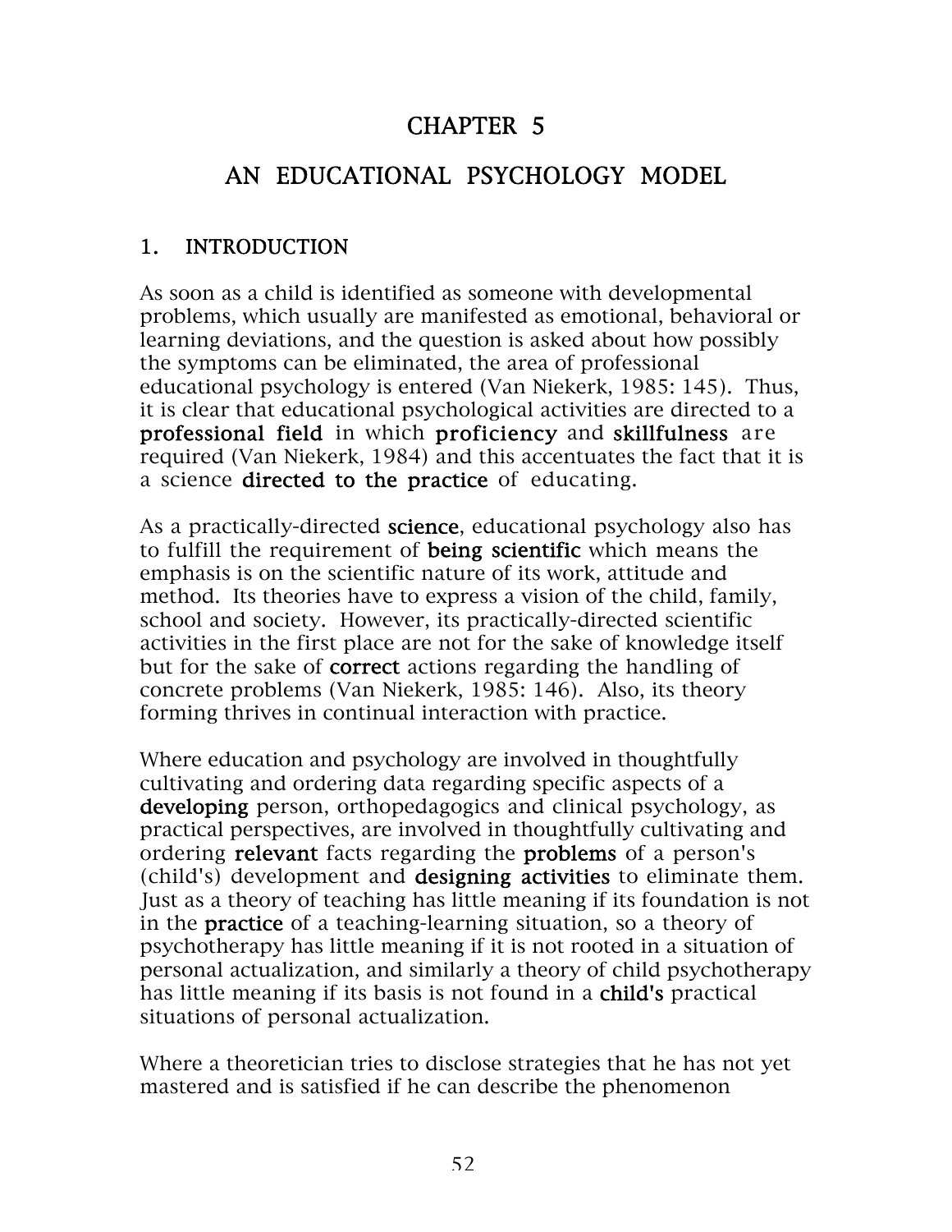# CHAPTER 5

# AN EDUCATIONAL PSYCHOLOGY MODEL

## 1. INTRODUCTION

As soon as a child is identified as someone with developmental problems, which usually are manifested as emotional, behavioral or learning deviations, and the question is asked about how possibly the symptoms can be eliminated, the area of professional educational psychology is entered (Van Niekerk, 1985: 145). Thus, it is clear that educational psychological activities are directed to a **professional field** in which **proficiency** and **skillfulness** are required (Van Niekerk, 1984) and this accentuates the fact that it is a science **directed to the practice** of educating.

As a practically-directed **science**, educational psychology also has to fulfill the requirement of **being scientific** which means the emphasis is on the scientific nature of its work, attitude and method. Its theories have to express a vision of the child, family, school and society. However, its practically-directed scientific activities in the first place are not for the sake of knowledge itself but for the sake of **correct** actions regarding the handling of concrete problems (Van Niekerk, 1985: 146). Also, its theory forming thrives in continual interaction with practice.

Where education and psychology are involved in thoughtfully cultivating and ordering data regarding specific aspects of a **developing** person, orthopedagogics and clinical psychology, as practical perspectives, are involved in thoughtfully cultivating and ordering **relevant** facts regarding the **problems** of a person's (child's) development and **designing activities** to eliminate them. Just as a theory of teaching has little meaning if its foundation is not in the **practice** of a teaching-learning situation, so a theory of psychotherapy has little meaning if it is not rooted in a situation of personal actualization, and similarly a theory of child psychotherapy has little meaning if its basis is not found in a **child's** practical situations of personal actualization.

Where a theoretician tries to disclose strategies that he has not yet mastered and is satisfied if he can describe the phenomenon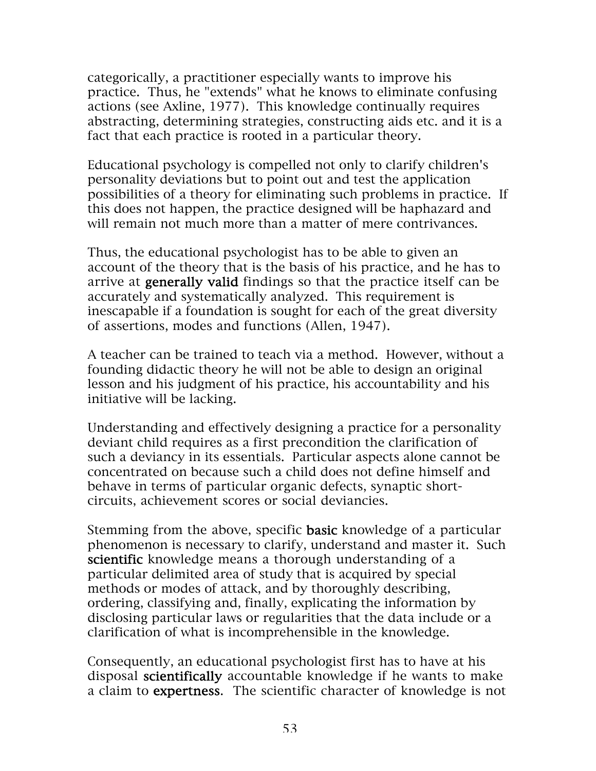categorically, a practitioner especially wants to improve his practice. Thus, he "extends" what he knows to eliminate confusing actions (see Axline, 1977). This knowledge continually requires abstracting, determining strategies, constructing aids etc. and it is a fact that each practice is rooted in a particular theory.

Educational psychology is compelled not only to clarify children's personality deviations but to point out and test the application possibilities of a theory for eliminating such problems in practice. If this does not happen, the practice designed will be haphazard and will remain not much more than a matter of mere contrivances.

Thus, the educational psychologist has to be able to given an account of the theory that is the basis of his practice, and he has to arrive at **generally valid** findings so that the practice itself can be accurately and systematically analyzed. This requirement is inescapable if a foundation is sought for each of the great diversity of assertions, modes and functions (Allen, 1947).

A teacher can be trained to teach via a method. However, without a founding didactic theory he will not be able to design an original lesson and his judgment of his practice, his accountability and his initiative will be lacking.

Understanding and effectively designing a practice for a personality deviant child requires as a first precondition the clarification of such a deviancy in its essentials. Particular aspects alone cannot be concentrated on because such a child does not define himself and behave in terms of particular organic defects, synaptic short-circuits, achievement scores or social deviancies.

Stemming from the above, specific **basic** knowledge of a particular phenomenon is necessary to clarify, understand and master it. Such **scientific** knowledge means a thorough understanding of a particular delimited area of study that is acquired by special methods or modes of attack, and by thoroughly describing, ordering, classifying and, finally, explicating the information by disclosing particular laws or regularities that the data include or a clarification of what is incomprehensible in the knowledge.

Consequently, an educational psychologist first has to have at his disposal **scientifically** accountable knowledge if he wants to make a claim to **expertness**. The scientific character of knowledge is not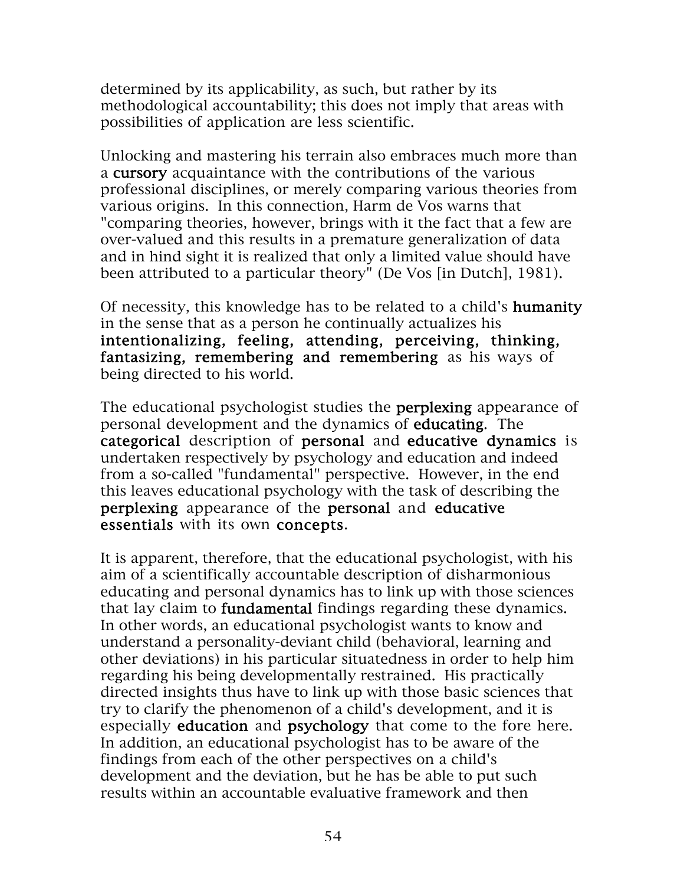determined by its applicability, as such, but rather by its methodological accountability; this does not imply that areas with possibilities of application are less scientific.

Unlocking and mastering his terrain also embraces much more than a **cursory** acquaintance with the contributions of the various professional disciplines, or merely comparing various theories from various origins. In this connection, Harm de Vos warns that "comparing theories, however, brings with it the fact that a few are over-valued and this results in a premature generalization of data and in hind sight it is realized that only a limited value should have been attributed to a particular theory" (De Vos [in Dutch], 1981).

Of necessity, this knowledge has to be related to a child's **humanity** in the sense that as a person he continually actualizes his **intentionalizing, feeling, attending, perceiving, thinking, fantasizing, remembering and remembering** as his ways of being directed to his world.

The educational psychologist studies the **perplexing** appearance of personal development and the dynamics of **educating**. The **categorical** description of **personal** and **educative dynamics** is undertaken respectively by psychology and education and indeed from a so-called "fundamental" perspective. However, in the end this leaves educational psychology with the task of describing the **perplexing** appearance of the **personal** and **educative essentials** with its own **concepts**.

It is apparent, therefore, that the educational psychologist, with his aim of a scientifically accountable description of disharmonious educating and personal dynamics has to link up with those sciences that lay claim to **fundamental** findings regarding these dynamics. In other words, an educational psychologist wants to know and understand a personality-deviant child (behavioral, learning and other deviations) in his particular situatedness in order to help him regarding his being developmentally restrained. His practically directed insights thus have to link up with those basic sciences that try to clarify the phenomenon of a child's development, and it is especially **education** and **psychology** that come to the fore here. In addition, an educational psychologist has to be aware of the findings from each of the other perspectives on a child's development and the deviation, but he has be able to put such results within an accountable evaluative framework and then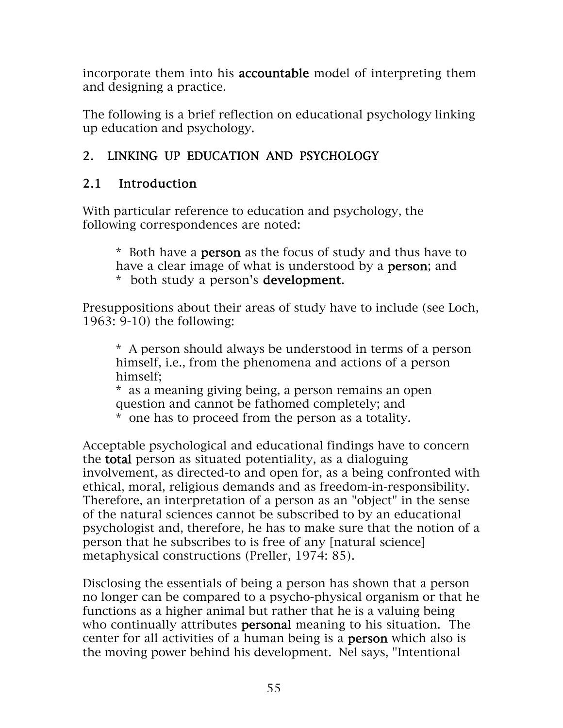incorporate them into his **accountable** model of interpreting them and designing a practice.

The following is a brief reflection on educational psychology linking up education and psychology.

## 2. LINKING UP EDUCATION AND PSYCHOLOGY

### 2.1 Introduction

With particular reference to education and psychology, the following correspondences are noted:

* Both have a **person** as the focus of study and thus have to have a clear image of what is understood by a **person**; and
* both study a person's **development**.

Presuppositions about their areas of study have to include (see Loch, 1963: 9-10) the following:

* A person should always be understood in terms of a person himself, i.e., from the phenomena and actions of a person himself;
* as a meaning giving being, a person remains an open question and cannot be fathomed completely; and
* one has to proceed from the person as a totality.

Acceptable psychological and educational findings have to concern the **total** person as situated potentiality, as a dialoguing involvement, as directed-to and open for, as a being confronted with ethical, moral, religious demands and as freedom-in-responsibility. Therefore, an interpretation of a person as an "object" in the sense of the natural sciences cannot be subscribed to by an educational psychologist and, therefore, he has to make sure that the notion of a person that he subscribes to is free of any [natural science] metaphysical constructions (Preller, 1974: 85).

Disclosing the essentials of being a person has shown that a person no longer can be compared to a psycho-physical organism or that he functions as a higher animal but rather that he is a valuing being who continually attributes **personal** meaning to his situation. The center for all activities of a human being is a **person** which also is the moving power behind his development. Nel says, "Intentional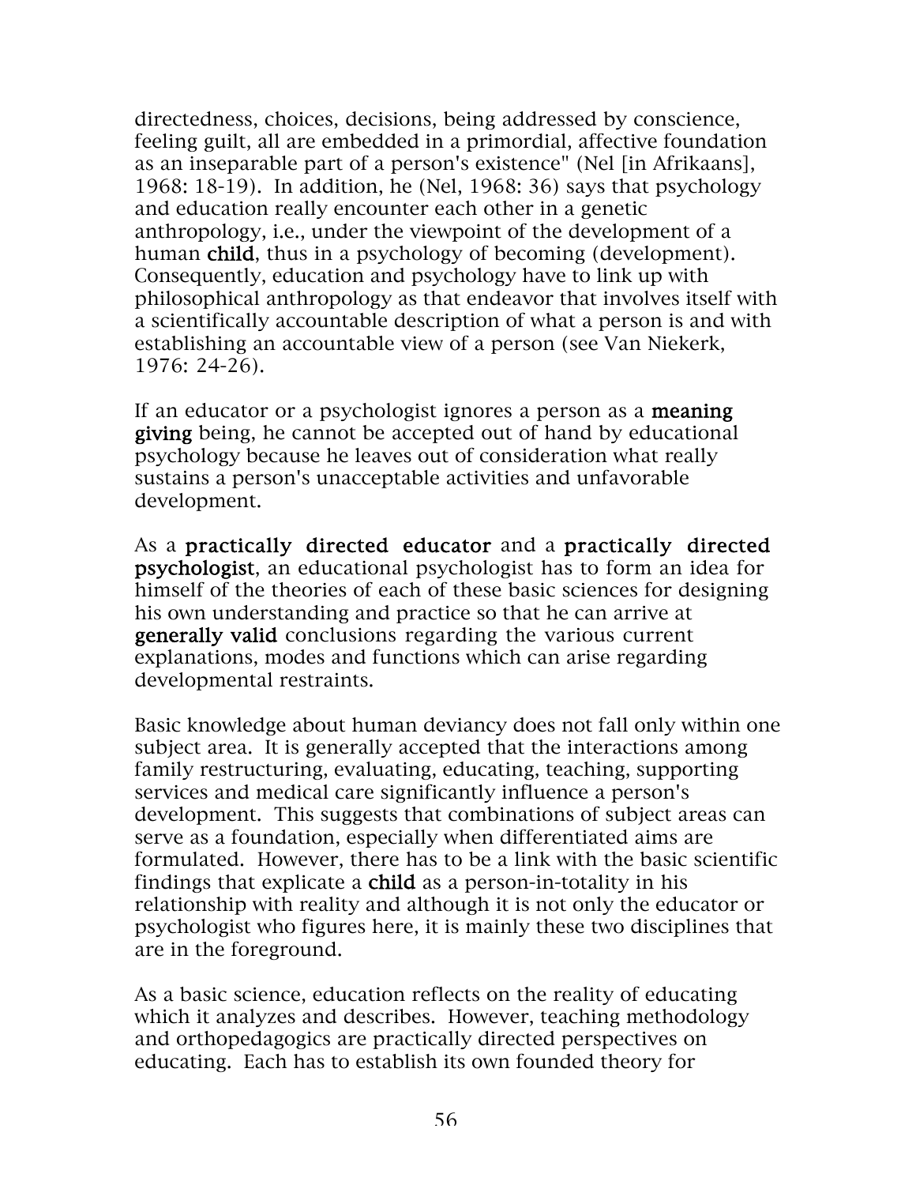directedness, choices, decisions, being addressed by conscience, feeling guilt, all are embedded in a primordial, affective foundation as an inseparable part of a person's existence" (Nel [in Afrikaans], 1968: 18-19). In addition, he (Nel, 1968: 36) says that psychology and education really encounter each other in a genetic anthropology, i.e., under the viewpoint of the development of a human **child**, thus in a psychology of becoming (development). Consequently, education and psychology have to link up with philosophical anthropology as that endeavor that involves itself with a scientifically accountable description of what a person is and with establishing an accountable view of a person (see Van Niekerk, 1976: 24-26).

If an educator or a psychologist ignores a person as a **meaning giving** being, he cannot be accepted out of hand by educational psychology because he leaves out of consideration what really sustains a person's unacceptable activities and unfavorable development.

As a **practically directed educator** and a **practically directed psychologist**, an educational psychologist has to form an idea for himself of the theories of each of these basic sciences for designing his own understanding and practice so that he can arrive at **generally valid** conclusions regarding the various current explanations, modes and functions which can arise regarding developmental restraints.

Basic knowledge about human deviancy does not fall only within one subject area. It is generally accepted that the interactions among family restructuring, evaluating, educating, teaching, supporting services and medical care significantly influence a person's development. This suggests that combinations of subject areas can serve as a foundation, especially when differentiated aims are formulated. However, there has to be a link with the basic scientific findings that explicate a **child** as a person-in-totality in his relationship with reality and although it is not only the educator or psychologist who figures here, it is mainly these two disciplines that are in the foreground.

As a basic science, education reflects on the reality of educating which it analyzes and describes. However, teaching methodology and orthopedagogics are practically directed perspectives on educating. Each has to establish its own founded theory for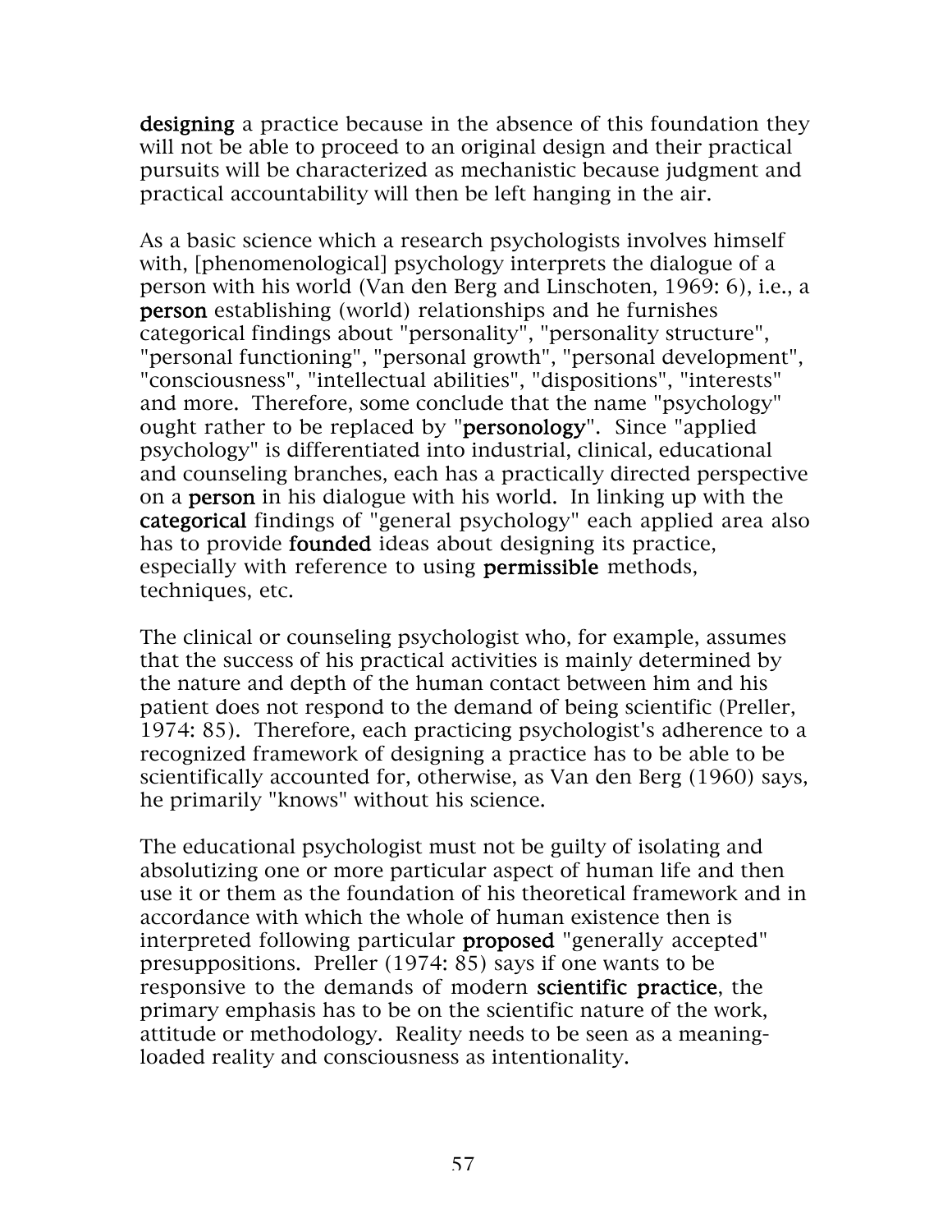**designing** a practice because in the absence of this foundation they will not be able to proceed to an original design and their practical pursuits will be characterized as mechanistic because judgment and practical accountability will then be left hanging in the air.

As a basic science which a research psychologists involves himself with, [phenomenological] psychology interprets the dialogue of a person with his world (Van den Berg and Linschoten, 1969: 6), i.e., a **person** establishing (world) relationships and he furnishes categorical findings about "personality", "personality structure", "personal functioning", "personal growth", "personal development", "consciousness", "intellectual abilities", "dispositions", "interests" and more. Therefore, some conclude that the name "psychology" ought rather to be replaced by "**personology**". Since "applied psychology" is differentiated into industrial, clinical, educational and counseling branches, each has a practically directed perspective on a **person** in his dialogue with his world. In linking up with the **categorical** findings of "general psychology" each applied area also has to provide **founded** ideas about designing its practice, especially with reference to using **permissible** methods, techniques, etc.

The clinical or counseling psychologist who, for example, assumes that the success of his practical activities is mainly determined by the nature and depth of the human contact between him and his patient does not respond to the demand of being scientific (Preller, 1974: 85). Therefore, each practicing psychologist's adherence to a recognized framework of designing a practice has to be able to be scientifically accounted for, otherwise, as Van den Berg (1960) says, he primarily "knows" without his science.

The educational psychologist must not be guilty of isolating and absolutizing one or more particular aspect of human life and then use it or them as the foundation of his theoretical framework and in accordance with which the whole of human existence then is interpreted following particular **proposed** "generally accepted" presuppositions. Preller (1974: 85) says if one wants to be responsive to the demands of modern **scientific practice**, the primary emphasis has to be on the scientific nature of the work, attitude or methodology. Reality needs to be seen as a meaning-loaded reality and consciousness as intentionality.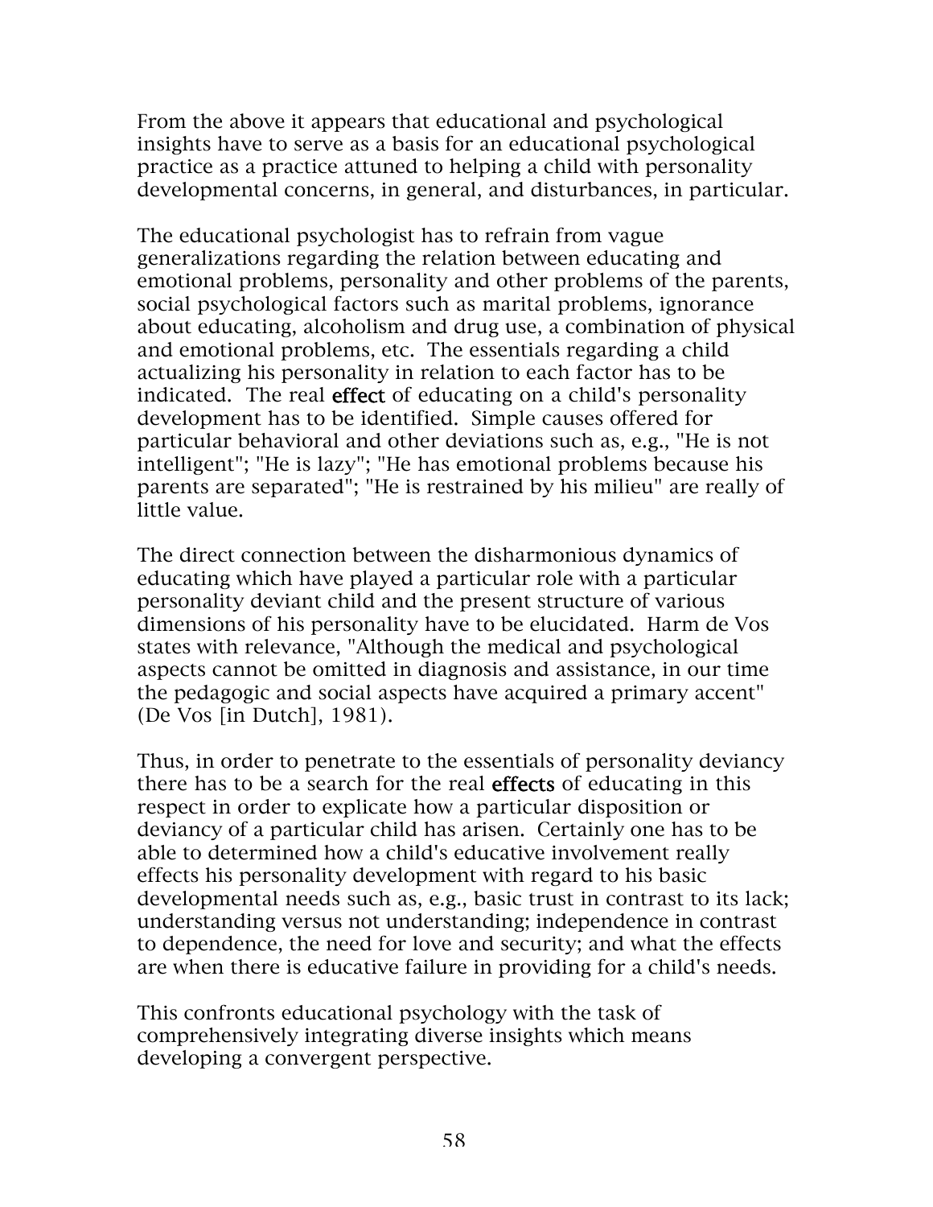From the above it appears that educational and psychological insights have to serve as a basis for an educational psychological practice as a practice attuned to helping a child with personality developmental concerns, in general, and disturbances, in particular.

The educational psychologist has to refrain from vague generalizations regarding the relation between educating and emotional problems, personality and other problems of the parents, social psychological factors such as marital problems, ignorance about educating, alcoholism and drug use, a combination of physical and emotional problems, etc. The essentials regarding a child actualizing his personality in relation to each factor has to be indicated. The real **effect** of educating on a child's personality development has to be identified. Simple causes offered for particular behavioral and other deviations such as, e.g., "He is not intelligent"; "He is lazy"; "He has emotional problems because his parents are separated"; "He is restrained by his milieu" are really of little value.

The direct connection between the disharmonious dynamics of educating which have played a particular role with a particular personality deviant child and the present structure of various dimensions of his personality have to be elucidated. Harm de Vos states with relevance, "Although the medical and psychological aspects cannot be omitted in diagnosis and assistance, in our time the pedagogic and social aspects have acquired a primary accent" (De Vos [in Dutch], 1981).

Thus, in order to penetrate to the essentials of personality deviancy there has to be a search for the real **effects** of educating in this respect in order to explicate how a particular disposition or deviancy of a particular child has arisen. Certainly one has to be able to determined how a child's educative involvement really effects his personality development with regard to his basic developmental needs such as, e.g., basic trust in contrast to its lack; understanding versus not understanding; independence in contrast to dependence, the need for love and security; and what the effects are when there is educative failure in providing for a child's needs.

This confronts educational psychology with the task of comprehensively integrating diverse insights which means developing a convergent perspective.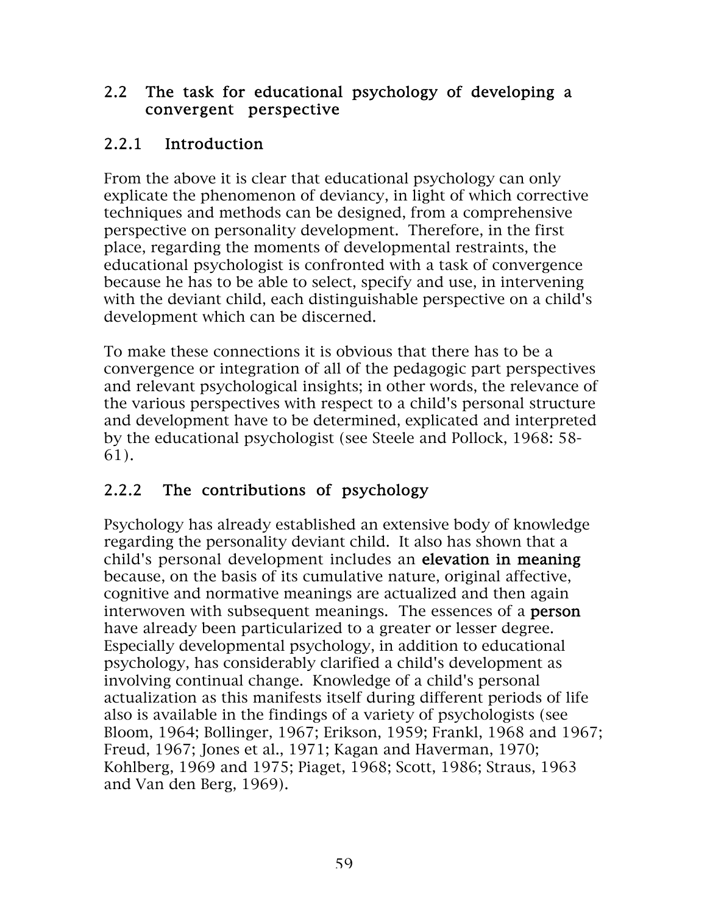## 2.2 The task for educational psychology of developing a convergent perspective

### 2.2.1 Introduction

From the above it is clear that educational psychology can only explicate the phenomenon of deviancy, in light of which corrective techniques and methods can be designed, from a comprehensive perspective on personality development. Therefore, in the first place, regarding the moments of developmental restraints, the educational psychologist is confronted with a task of convergence because he has to be able to select, specify and use, in intervening with the deviant child, each distinguishable perspective on a child's development which can be discerned.

To make these connections it is obvious that there has to be a convergence or integration of all of the pedagogic part perspectives and relevant psychological insights; in other words, the relevance of the various perspectives with respect to a child's personal structure and development have to be determined, explicated and interpreted by the educational psychologist (see Steele and Pollock, 1968: 58-61).

### 2.2.2 The contributions of psychology

Psychology has already established an extensive body of knowledge regarding the personality deviant child. It also has shown that a child's personal development includes an **elevation in meaning** because, on the basis of its cumulative nature, original affective, cognitive and normative meanings are actualized and then again interwoven with subsequent meanings. The essences of a **person** have already been particularized to a greater or lesser degree. Especially developmental psychology, in addition to educational psychology, has considerably clarified a child's development as involving continual change. Knowledge of a child's personal actualization as this manifests itself during different periods of life also is available in the findings of a variety of psychologists (see Bloom, 1964; Bollinger, 1967; Erikson, 1959; Frankl, 1968 and 1967; Freud, 1967; Jones et al., 1971; Kagan and Haverman, 1970; Kohlberg, 1969 and 1975; Piaget, 1968; Scott, 1986; Straus, 1963 and Van den Berg, 1969).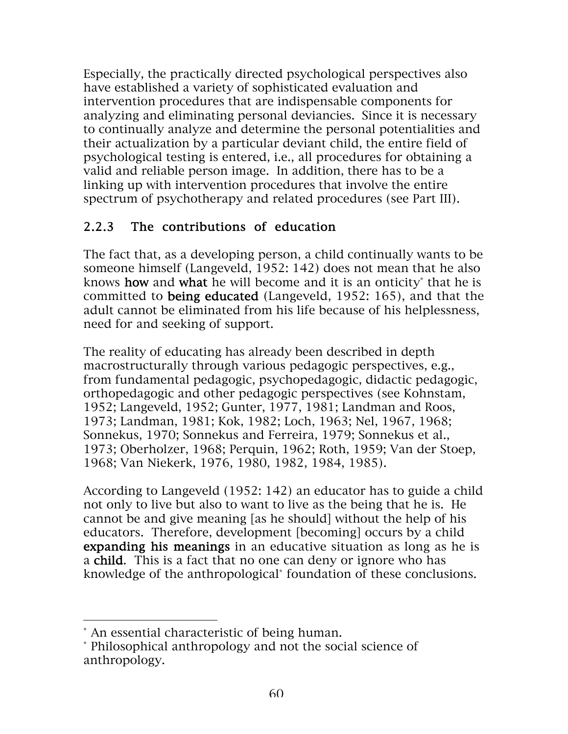Especially, the practically directed psychological perspectives also have established a variety of sophisticated evaluation and intervention procedures that are indispensable components for analyzing and eliminating personal deviancies. Since it is necessary to continually analyze and determine the personal potentialities and their actualization by a particular deviant child, the entire field of psychological testing is entered, i.e., all procedures for obtaining a valid and reliable person image. In addition, there has to be a linking up with intervention procedures that involve the entire spectrum of psychotherapy and related procedures (see Part III).

### 2.2.3 The contributions of education

The fact that, as a developing person, a child continually wants to be someone himself (Langeveld, 1952: 142) does not mean that he also knows **how** and **what** he will become and it is an onticity* that he is committed to **being educated** (Langeveld, 1952: 165), and that the adult cannot be eliminated from his life because of his helplessness, need for and seeking of support.

The reality of educating has already been described in depth macrostructurally through various pedagogic perspectives, e.g., from fundamental pedagogic, psychopedagogic, didactic pedagogic, orthopedagogic and other pedagogic perspectives (see Kohnstam, 1952; Langeveld, 1952; Gunter, 1977, 1981; Landman and Roos, 1973; Landman, 1981; Kok, 1982; Loch, 1963; Nel, 1967, 1968; Sonnekus, 1970; Sonnekus and Ferreira, 1979; Sonnekus et al., 1973; Oberholzer, 1968; Perquin, 1962; Roth, 1959; Van der Stoep, 1968; Van Niekerk, 1976, 1980, 1982, 1984, 1985).

According to Langeveld (1952: 142) an educator has to guide a child not only to live but also to want to live as the being that he is. He cannot be and give meaning [as he should] without the help of his educators. Therefore, development [becoming] occurs by a child **expanding his meanings** in an educative situation as long as he is a **child.** This is a fact that no one can deny or ignore who has knowledge of the anthropological* foundation of these conclusions.

---

* An essential characteristic of being human.
* Philosophical anthropology and not the social science of anthropology.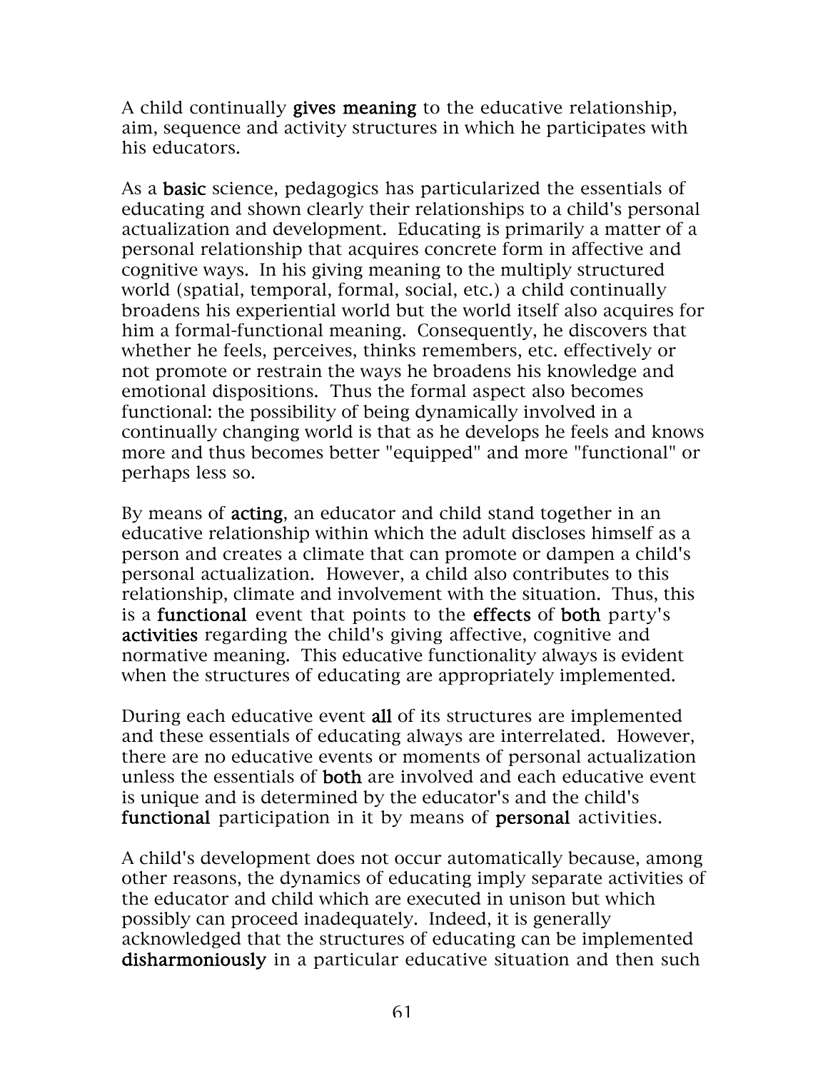A child continually **gives meaning** to the educative relationship, aim, sequence and activity structures in which he participates with his educators.

As a **basic** science, pedagogics has particularized the essentials of educating and shown clearly their relationships to a child's personal actualization and development. Educating is primarily a matter of a personal relationship that acquires concrete form in affective and cognitive ways. In his giving meaning to the multiply structured world (spatial, temporal, formal, social, etc.) a child continually broadens his experiential world but the world itself also acquires for him a formal-functional meaning. Consequently, he discovers that whether he feels, perceives, thinks remembers, etc. effectively or not promote or restrain the ways he broadens his knowledge and emotional dispositions. Thus the formal aspect also becomes functional: the possibility of being dynamically involved in a continually changing world is that as he develops he feels and knows more and thus becomes better "equipped" and more "functional" or perhaps less so.

By means of **acting**, an educator and child stand together in an educative relationship within which the adult discloses himself as a person and creates a climate that can promote or dampen a child's personal actualization. However, a child also contributes to this relationship, climate and involvement with the situation. Thus, this is a **functional** event that points to the **effects** of **both** party's **activities** regarding the child's giving affective, cognitive and normative meaning. This educative functionality always is evident when the structures of educating are appropriately implemented.

During each educative event **all** of its structures are implemented and these essentials of educating always are interrelated. However, there are no educative events or moments of personal actualization unless the essentials of **both** are involved and each educative event is unique and is determined by the educator's and the child's **functional** participation in it by means of **personal** activities.

A child's development does not occur automatically because, among other reasons, the dynamics of educating imply separate activities of the educator and child which are executed in unison but which possibly can proceed inadequately. Indeed, it is generally acknowledged that the structures of educating can be implemented **disharmoniously** in a particular educative situation and then such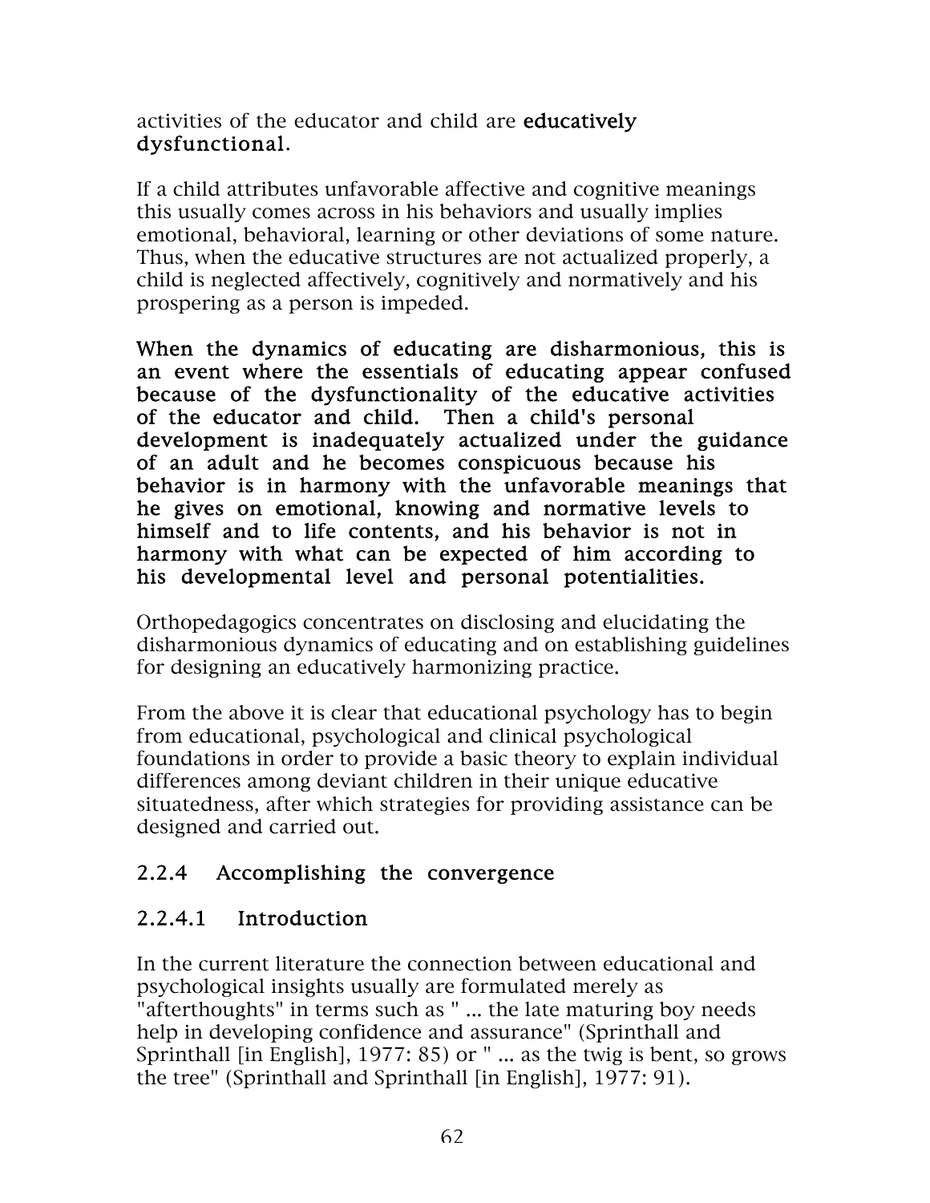activities of the educator and child are **educatively dysfunctional**.

If a child attributes unfavorable affective and cognitive meanings this usually comes across in his behaviors and usually implies emotional, behavioral, learning or other deviations of some nature. Thus, when the educative structures are not actualized properly, a child is neglected affectively, cognitively and normatively and his prospering as a person is impeded.

**When the dynamics of educating are disharmonious, this is an event where the essentials of educating appear confused because of the dysfunctionality of the educative activities of the educator and child. Then a child's personal development is inadequately actualized under the guidance of an adult and he becomes conspicuous because his behavior is in harmony with the unfavorable meanings that he gives on emotional, knowing and normative levels to himself and to life contents, and his behavior is not in harmony with what can be expected of him according to his developmental level and personal potentialities.**

Orthopedagogics concentrates on disclosing and elucidating the disharmonious dynamics of educating and on establishing guidelines for designing an educatively harmonizing practice.

From the above it is clear that educational psychology has to begin from educational, psychological and clinical psychological foundations in order to provide a basic theory to explain individual differences among deviant children in their unique educative situatedness, after which strategies for providing assistance can be designed and carried out.

### 2.2.4 Accomplishing the convergence

#### 2.2.4.1 Introduction

In the current literature the connection between educational and psychological insights usually are formulated merely as "afterthoughts" in terms such as " ... the late maturing boy needs help in developing confidence and assurance" (Sprinthall and Sprinthall [in English], 1977: 85) or " ... as the twig is bent, so grows the tree" (Sprinthall and Sprinthall [in English], 1977: 91).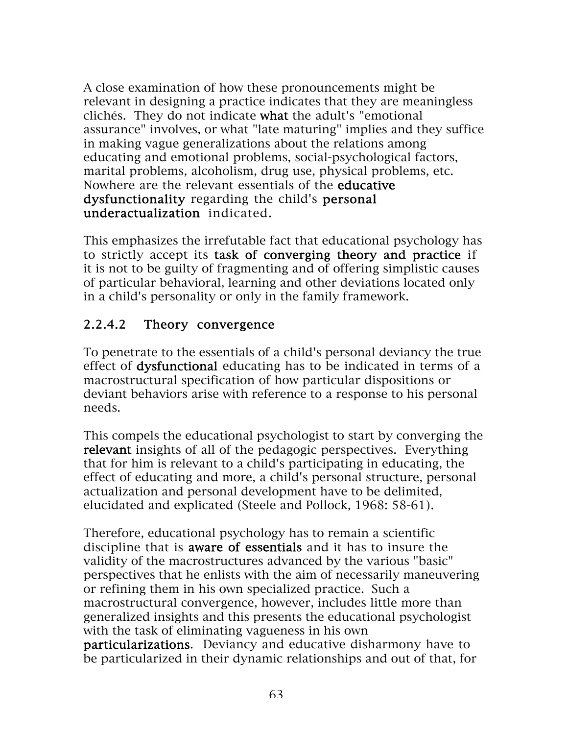A close examination of how these pronouncements might be relevant in designing a practice indicates that they are meaningless clichés. They do not indicate **what** the adult's "emotional assurance" involves, or what "late maturing" implies and they suffice in making vague generalizations about the relations among educating and emotional problems, social-psychological factors, marital problems, alcoholism, drug use, physical problems, etc. Nowhere are the relevant essentials of the **educative dysfunctionality** regarding the child's **personal underactualization** indicated.

This emphasizes the irrefutable fact that educational psychology has to strictly accept its **task of converging theory and practice** if it is not to be guilty of fragmenting and of offering simplistic causes of particular behavioral, learning and other deviations located only in a child's personality or only in the family framework.

### 2.2.4.2 Theory convergence

To penetrate to the essentials of a child's personal deviancy the true effect of **dysfunctional** educating has to be indicated in terms of a macrostructural specification of how particular dispositions or deviant behaviors arise with reference to a response to his personal needs.

This compels the educational psychologist to start by converging the **relevant** insights of all of the pedagogic perspectives. Everything that for him is relevant to a child's participating in educating, the effect of educating and more, a child's personal structure, personal actualization and personal development have to be delimited, elucidated and explicated (Steele and Pollock, 1968: 58-61).

Therefore, educational psychology has to remain a scientific discipline that is **aware of essentials** and it has to insure the validity of the macrostructures advanced by the various "basic" perspectives that he enlists with the aim of necessarily maneuvering or refining them in his own specialized practice. Such a macrostructural convergence, however, includes little more than generalized insights and this presents the educational psychologist with the task of eliminating vagueness in his own **particularizations**. Deviancy and educative disharmony have to be particularized in their dynamic relationships and out of that, for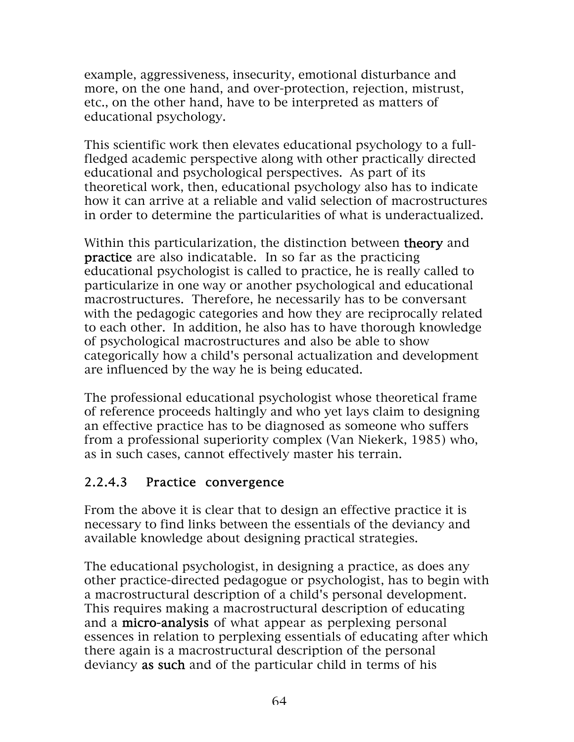example, aggressiveness, insecurity, emotional disturbance and more, on the one hand, and over-protection, rejection, mistrust, etc., on the other hand, have to be interpreted as matters of educational psychology.

This scientific work then elevates educational psychology to a full-fledged academic perspective along with other practically directed educational and psychological perspectives. As part of its theoretical work, then, educational psychology also has to indicate how it can arrive at a reliable and valid selection of macrostructures in order to determine the particularities of what is underactualized.

Within this particularization, the distinction between **theory** and **practice** are also indicatable. In so far as the practicing educational psychologist is called to practice, he is really called to particularize in one way or another psychological and educational macrostructures. Therefore, he necessarily has to be conversant with the pedagogic categories and how they are reciprocally related to each other. In addition, he also has to have thorough knowledge of psychological macrostructures and also be able to show categorically how a child's personal actualization and development are influenced by the way he is being educated.

The professional educational psychologist whose theoretical frame of reference proceeds haltingly and who yet lays claim to designing an effective practice has to be diagnosed as someone who suffers from a professional superiority complex (Van Niekerk, 1985) who, as in such cases, cannot effectively master his terrain.

### 2.2.4.3 Practice convergence

From the above it is clear that to design an effective practice it is necessary to find links between the essentials of the deviancy and available knowledge about designing practical strategies.

The educational psychologist, in designing a practice, as does any other practice-directed pedagogue or psychologist, has to begin with a macrostructural description of a child's personal development. This requires making a macrostructural description of educating and a **micro-analysis** of what appear as perplexing personal essences in relation to perplexing essentials of educating after which there again is a macrostructural description of the personal deviancy **as such** and of the particular child in terms of his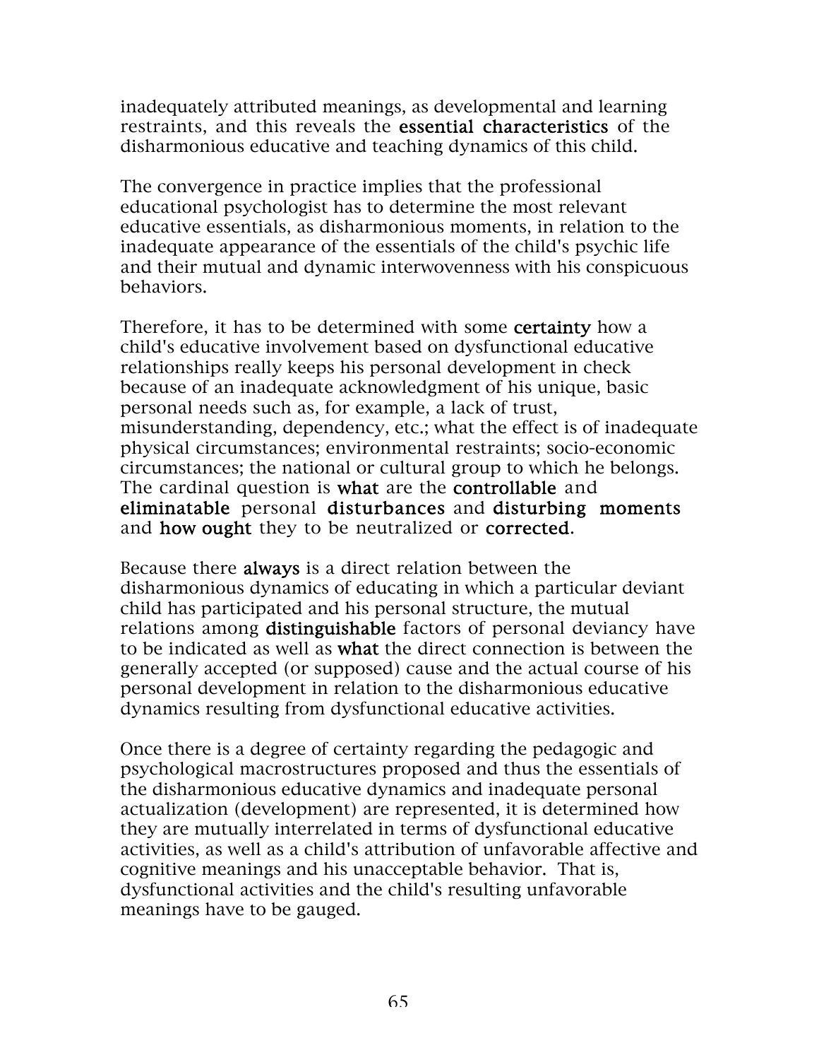inadequately attributed meanings, as developmental and learning restraints, and this reveals the **essential characteristics** of the disharmonious educative and teaching dynamics of this child.

The convergence in practice implies that the professional educational psychologist has to determine the most relevant educative essentials, as disharmonious moments, in relation to the inadequate appearance of the essentials of the child's psychic life and their mutual and dynamic interwovenness with his conspicuous behaviors.

Therefore, it has to be determined with some **certainty** how a child's educative involvement based on dysfunctional educative relationships really keeps his personal development in check because of an inadequate acknowledgment of his unique, basic personal needs such as, for example, a lack of trust, misunderstanding, dependency, etc.; what the effect is of inadequate physical circumstances; environmental restraints; socio-economic circumstances; the national or cultural group to which he belongs. The cardinal question is **what** are the **controllable** and **eliminatable** personal **disturbances** and **disturbing moments** and **how ought** they to be neutralized or **corrected**.

Because there **always** is a direct relation between the disharmonious dynamics of educating in which a particular deviant child has participated and his personal structure, the mutual relations among **distinguishable** factors of personal deviancy have to be indicated as well as **what** the direct connection is between the generally accepted (or supposed) cause and the actual course of his personal development in relation to the disharmonious educative dynamics resulting from dysfunctional educative activities.

Once there is a degree of certainty regarding the pedagogic and psychological macrostructures proposed and thus the essentials of the disharmonious educative dynamics and inadequate personal actualization (development) are represented, it is determined how they are mutually interrelated in terms of dysfunctional educative activities, as well as a child's attribution of unfavorable affective and cognitive meanings and his unacceptable behavior. That is, dysfunctional activities and the child's resulting unfavorable meanings have to be gauged.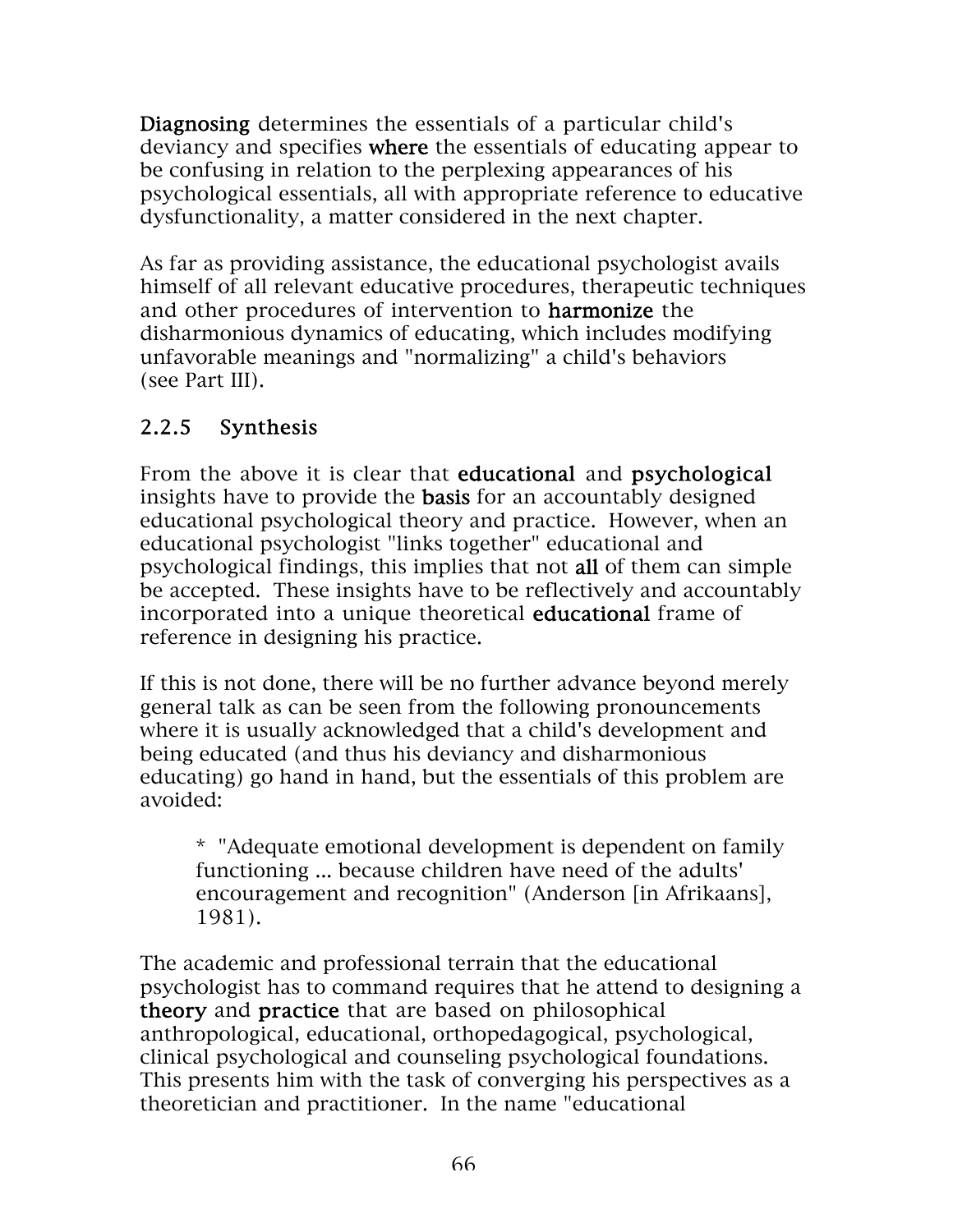**Diagnosing** determines the essentials of a particular child's deviancy and specifies **where** the essentials of educating appear to be confusing in relation to the perplexing appearances of his psychological essentials, all with appropriate reference to educative dysfunctionality, a matter considered in the next chapter.

As far as providing assistance, the educational psychologist avails himself of all relevant educative procedures, therapeutic techniques and other procedures of intervention to **harmonize** the disharmonious dynamics of educating, which includes modifying unfavorable meanings and "normalizing" a child's behaviors (see Part III).

### 2.2.5 Synthesis

From the above it is clear that **educational** and **psychological** insights have to provide the **basis** for an accountably designed educational psychological theory and practice. However, when an educational psychologist "links together" educational and psychological findings, this implies that not **all** of them can simple be accepted. These insights have to be reflectively and accountably incorporated into a unique theoretical **educational** frame of reference in designing his practice.

If this is not done, there will be no further advance beyond merely general talk as can be seen from the following pronouncements where it is usually acknowledged that a child's development and being educated (and thus his deviancy and disharmonious educating) go hand in hand, but the essentials of this problem are avoided:

> * "Adequate emotional development is dependent on family functioning ... because children have need of the adults' encouragement and recognition" (Anderson [in Afrikaans], 1981).

The academic and professional terrain that the educational psychologist has to command requires that he attend to designing a **theory** and **practice** that are based on philosophical anthropological, educational, orthopedagogical, psychological, clinical psychological and counseling psychological foundations. This presents him with the task of converging his perspectives as a theoretician and practitioner. In the name "educational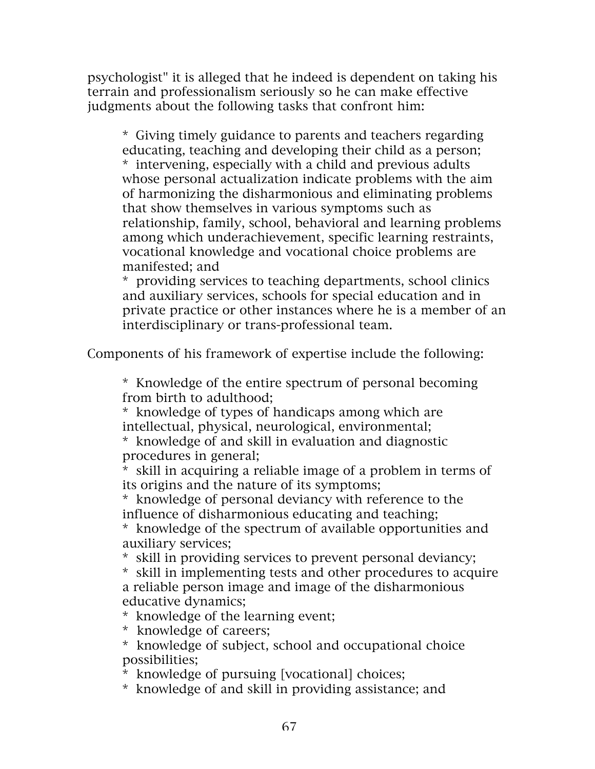psychologist" it is alleged that he indeed is dependent on taking his terrain and professionalism seriously so he can make effective judgments about the following tasks that confront him:

> * Giving timely guidance to parents and teachers regarding educating, teaching and developing their child as a person;
> * intervening, especially with a child and previous adults whose personal actualization indicate problems with the aim of harmonizing the disharmonious and eliminating problems that show themselves in various symptoms such as relationship, family, school, behavioral and learning problems among which underachievement, specific learning restraints, vocational knowledge and vocational choice problems are manifested; and
> * providing services to teaching departments, school clinics and auxiliary services, schools for special education and in private practice or other instances where he is a member of an interdisciplinary or trans-professional team.

Components of his framework of expertise include the following:

> * Knowledge of the entire spectrum of personal becoming from birth to adulthood;
> * knowledge of types of handicaps among which are intellectual, physical, neurological, environmental;
> * knowledge of and skill in evaluation and diagnostic procedures in general;
> * skill in acquiring a reliable image of a problem in terms of its origins and the nature of its symptoms;
> * knowledge of personal deviancy with reference to the influence of disharmonious educating and teaching;
> * knowledge of the spectrum of available opportunities and auxiliary services;
> * skill in providing services to prevent personal deviancy;
> * skill in implementing tests and other procedures to acquire a reliable person image and image of the disharmonious educative dynamics;
> * knowledge of the learning event;
> * knowledge of careers;
> * knowledge of subject, school and occupational choice possibilities;
> * knowledge of pursuing [vocational] choices;
> * knowledge of and skill in providing assistance; and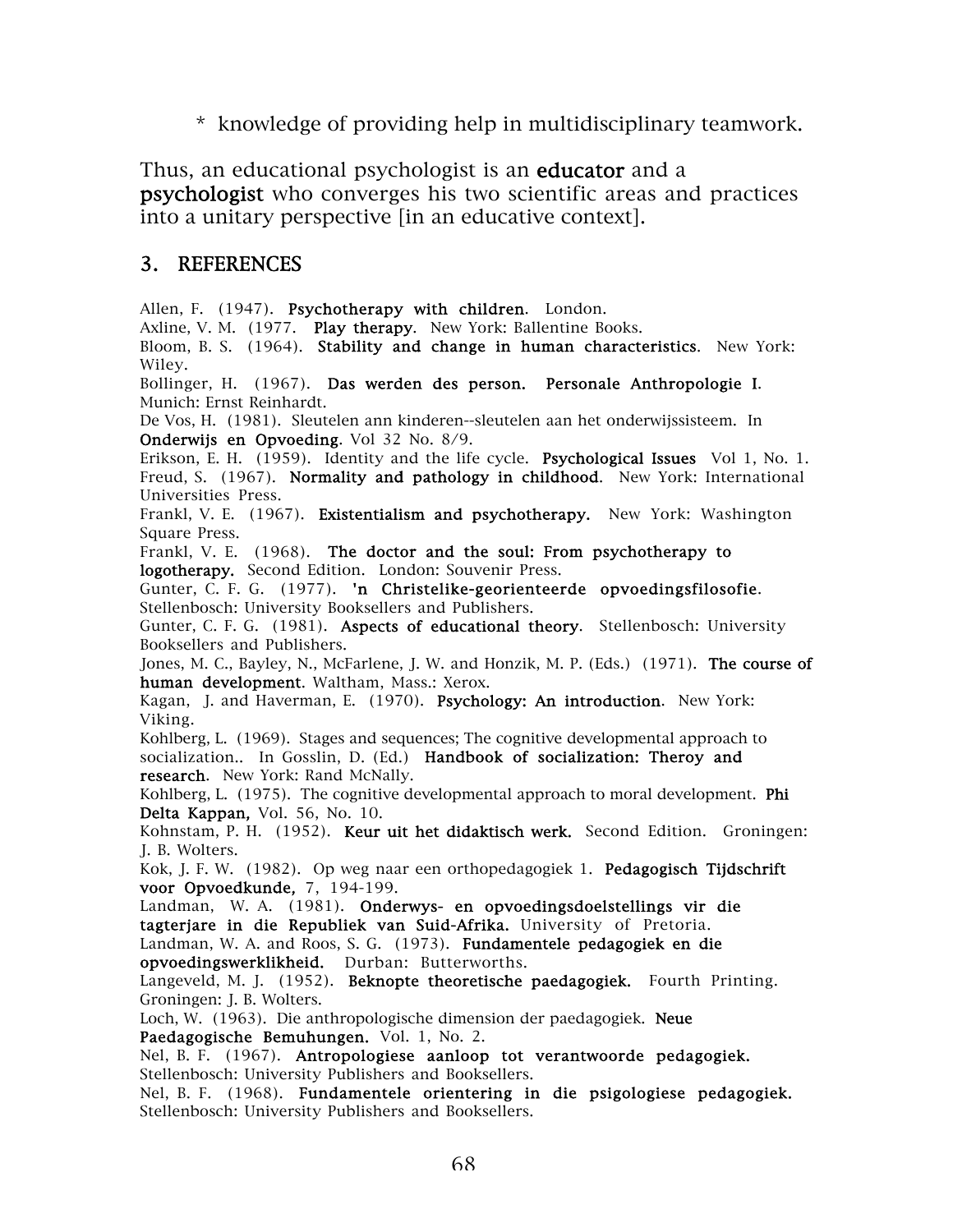* knowledge of providing help in multidisciplinary teamwork.

Thus, an educational psychologist is an **educator** and a **psychologist** who converges his two scientific areas and practices into a unitary perspective [in an educative context].

## 3. REFERENCES

Allen, F. (1947). **Psychotherapy with children**. London.
Axline, V. M. (1977. **Play therapy**. New York: Ballentine Books.
Bloom, B. S. (1964). **Stability and change in human characteristics**. New York: Wiley.
Bollinger, H. (1967). **Das werden des person. Personale Anthropologie I**. Munich: Ernst Reinhardt.
De Vos, H. (1981). Sleutelen ann kinderen--sleutelen aan het onderwijssisteem. In **Onderwijs en Opvoeding**. Vol 32 No. 8/9.
Erikson, E. H. (1959). Identity and the life cycle. **Psychological Issues** Vol 1, No. 1.
Freud, S. (1967). **Normality and pathology in childhood**. New York: International Universities Press.
Frankl, V. E. (1967). **Existentialism and psychotherapy.** New York: Washington Square Press.
Frankl, V. E. (1968). **The doctor and the soul: From psychotherapy to logotherapy.** Second Edition. London: Souvenir Press.
Gunter, C. F. G. (1977). **'n Christelike-georienteerde opvoedingsfilosofie**. Stellenbosch: University Booksellers and Publishers.
Gunter, C. F. G. (1981). **Aspects of educational theory**. Stellenbosch: University Booksellers and Publishers.
Jones, M. C., Bayley, N., McFarlene, J. W. and Honzik, M. P. (Eds.) (1971). **The course of human development**. Waltham, Mass.: Xerox.
Kagan, J. and Haverman, E. (1970). **Psychology: An introduction**. New York: Viking.
Kohlberg, L. (1969). Stages and sequences; The cognitive developmental approach to socialization.. In Gosslin, D. (Ed.) **Handbook of socialization: Theroy and research.** New York: Rand McNally.
Kohlberg, L. (1975). The cognitive developmental approach to moral development. **Phi Delta Kappan,** Vol. 56, No. 10.
Kohnstam, P. H. (1952). **Keur uit het didaktisch werk.** Second Edition. Groningen: J. B. Wolters.
Kok, J. F. W. (1982). Op weg naar een orthopedagogiek 1. **Pedagogisch Tijdschrift voor Opvoedkunde,** 7, 194-199.
Landman, W. A. (1981). **Onderwys- en opvoedingsdoelstellings vir die tagterjare in die Republiek van Suid-Afrika.** University of Pretoria.
Landman, W. A. and Roos, S. G. (1973). **Fundamentele pedagogiek en die opvoedingswerklikheid.** Durban: Butterworths.
Langeveld, M. J. (1952). **Beknopte theoretische paedagogiek.** Fourth Printing. Groningen: J. B. Wolters.
Loch, W. (1963). Die anthropologische dimension der paedagogiek. **Neue Paedagogische Bemuhungen.** Vol. 1, No. 2.
Nel, B. F. (1967). **Antropologiese aanloop tot verantwoorde pedagogiek.** Stellenbosch: University Publishers and Booksellers.
Nel, B. F. (1968). **Fundamentele orientering in die psigologiese pedagogiek.** Stellenbosch: University Publishers and Booksellers.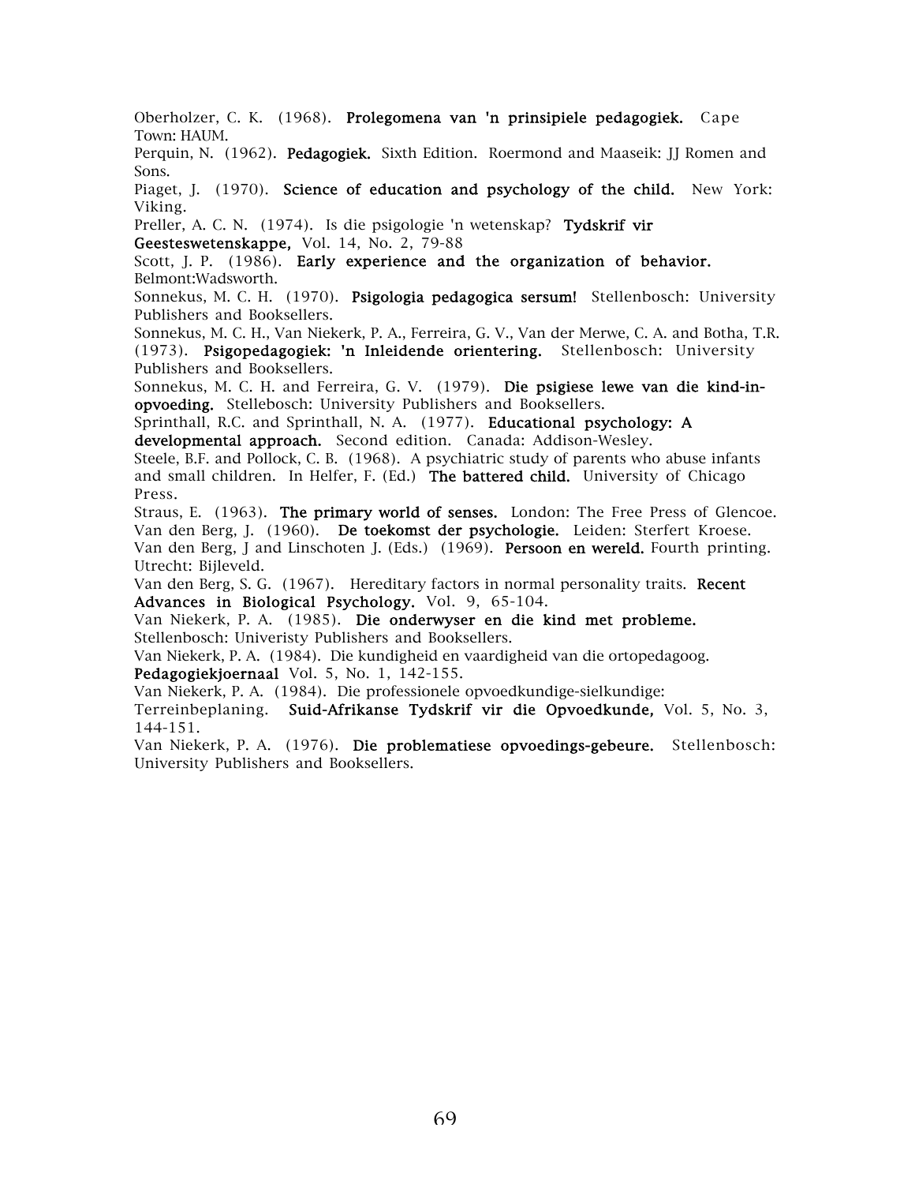Oberholzer, C. K. (1968). **Prolegomena van 'n prinsipiele pedagogiek.** Cape Town: HAUM.

Perquin, N. (1962). **Pedagogiek.** Sixth Edition. Roermond and Maaseik: JJ Romen and Sons.

Piaget, J. (1970). **Science of education and psychology of the child.** New York: Viking.

Preller, A. C. N. (1974). Is die psigologie 'n wetenskap? **Tydskrif vir Geesteswetenskappe,** Vol. 14, No. 2, 79-88

Scott, J. P. (1986). **Early experience and the organization of behavior.** Belmont:Wadsworth.

Sonnekus, M. C. H. (1970). **Psigologia pedagogica sersum!** Stellenbosch: University Publishers and Booksellers.

Sonnekus, M. C. H., Van Niekerk, P. A., Ferreira, G. V., Van der Merwe, C. A. and Botha, T.R. (1973). **Psigopedagogiek: 'n Inleidende orientering.** Stellenbosch: University Publishers and Booksellers.

Sonnekus, M. C. H. and Ferreira, G. V. (1979). **Die psigiese lewe van die kind-in-opvoeding.** Stellebosch: University Publishers and Booksellers.

Sprinthall, R.C. and Sprinthall, N. A. (1977). **Educational psychology: A developmental approach.** Second edition. Canada: Addison-Wesley.

Steele, B.F. and Pollock, C. B. (1968). A psychiatric study of parents who abuse infants and small children. In Helfer, F. (Ed.) **The battered child.** University of Chicago Press.

Straus, E. (1963). **The primary world of senses.** London: The Free Press of Glencoe.

Van den Berg, J. (1960). **De toekomst der psychologie.** Leiden: Sterfert Kroese.

Van den Berg, J and Linschoten J. (Eds.) (1969). **Persoon en wereld.** Fourth printing. Utrecht: Bijleveld.

Van den Berg, S. G. (1967). Hereditary factors in normal personality traits. **Recent Advances in Biological Psychology.** Vol. 9, 65-104.

Van Niekerk, P. A. (1985). **Die onderwyser en die kind met probleme.** Stellenbosch: Univeristy Publishers and Booksellers.

Van Niekerk, P. A. (1984). Die kundigheid en vaardigheid van die ortopedagoog. **Pedagogiekjoernaal** Vol. 5, No. 1, 142-155.

Van Niekerk, P. A. (1984). Die professionele opvoedkundige-sielkundige: Terreinbeplaning. **Suid-Afrikanse Tydskrif vir die Opvoedkunde,** Vol. 5, No. 3, 144-151.

Van Niekerk, P. A. (1976). **Die problematiese opvoedings-gebeure.** Stellenbosch: University Publishers and Booksellers.